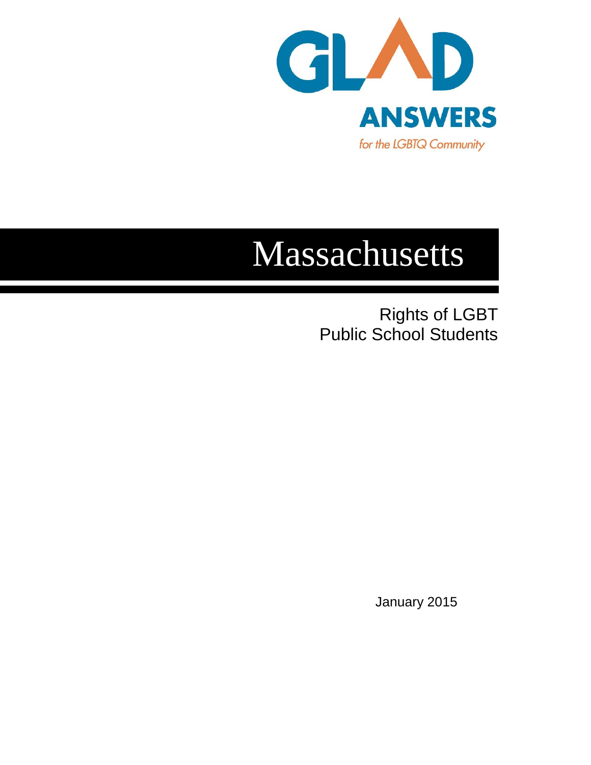GLAD

ANSWERS

*for the LGBTQ Community*

# Massachusetts

## Rights of LGBT Public School Students

January 2015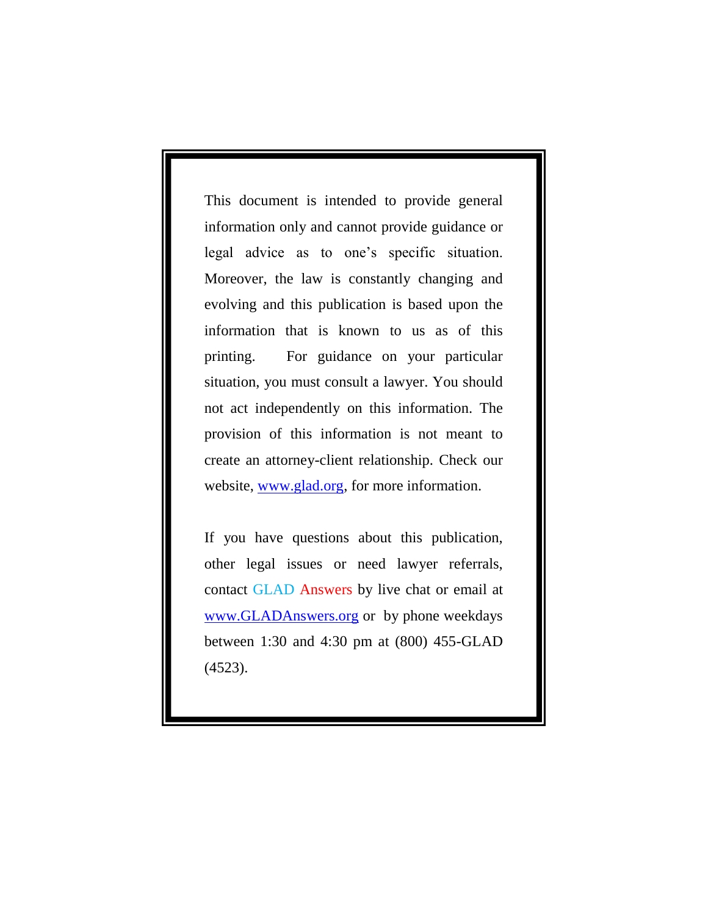This document is intended to provide general information only and cannot provide guidance or legal advice as to one's specific situation. Moreover, the law is constantly changing and evolving and this publication is based upon the information that is known to us as of this printing. For guidance on your particular situation, you must consult a lawyer. You should not act independently on this information. The provision of this information is not meant to create an attorney-client relationship. Check our website, [www.glad.org](http://www.glad.org), for more information.

If you have questions about this publication, other legal issues or need lawyer referrals, contact GLAD Answers by live chat or email at [www.GLADAnswers.org](http://www.GLADAnswers.org) or by phone weekdays between 1:30 and 4:30 pm at (800) 455-GLAD (4523).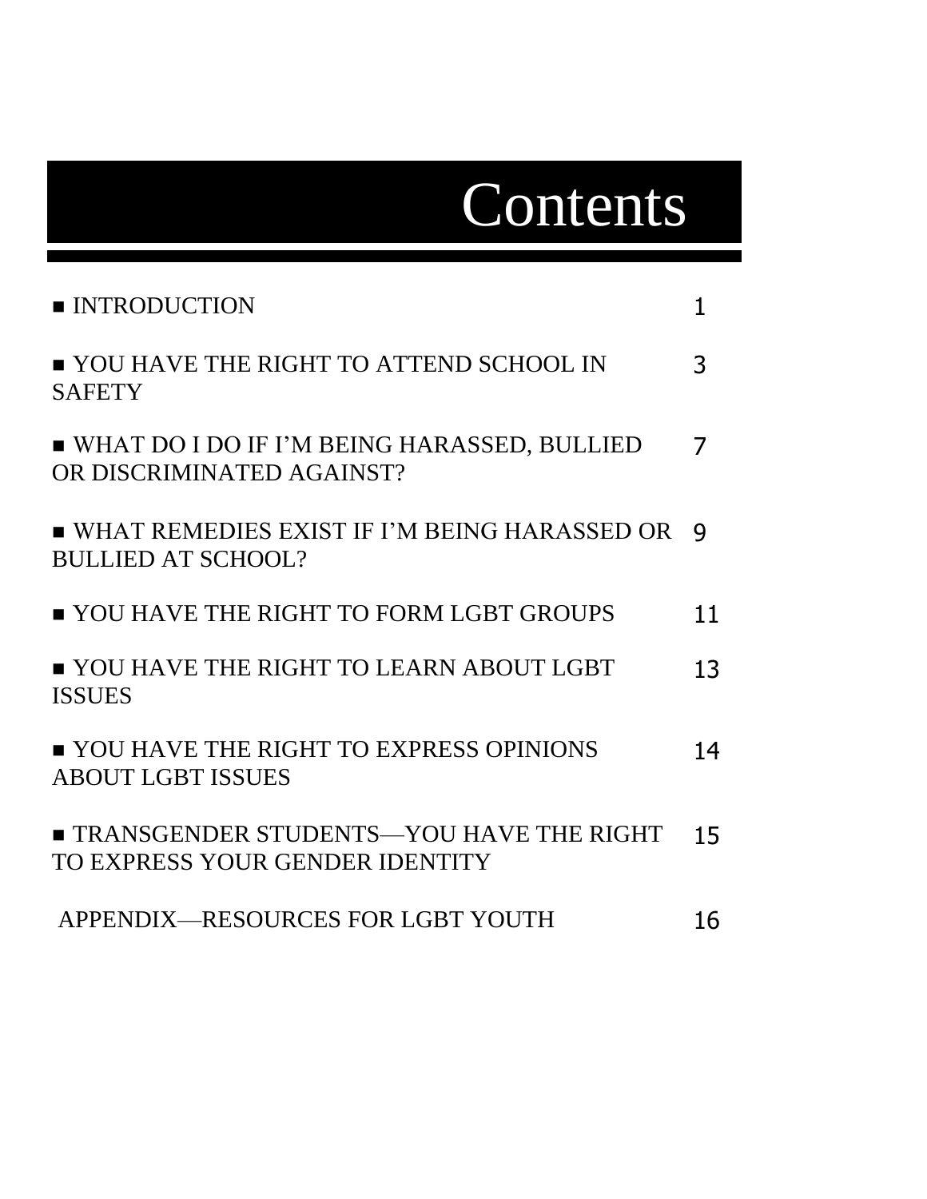# Contents

| | |
|---|---|
| ■ INTRODUCTION | 1 |
| ■ YOU HAVE THE RIGHT TO ATTEND SCHOOL IN SAFETY | 3 |
| ■ WHAT DO I DO IF I'M BEING HARASSED, BULLIED OR DISCRIMINATED AGAINST? | 7 |
| ■ WHAT REMEDIES EXIST IF I'M BEING HARASSED OR BULLIED AT SCHOOL? | 9 |
| ■ YOU HAVE THE RIGHT TO FORM LGBT GROUPS | 11 |
| ■ YOU HAVE THE RIGHT TO LEARN ABOUT LGBT ISSUES | 13 |
| ■ YOU HAVE THE RIGHT TO EXPRESS OPINIONS ABOUT LGBT ISSUES | 14 |
| ■ TRANSGENDER STUDENTS—YOU HAVE THE RIGHT TO EXPRESS YOUR GENDER IDENTITY | 15 |
| APPENDIX—RESOURCES FOR LGBT YOUTH | 16 |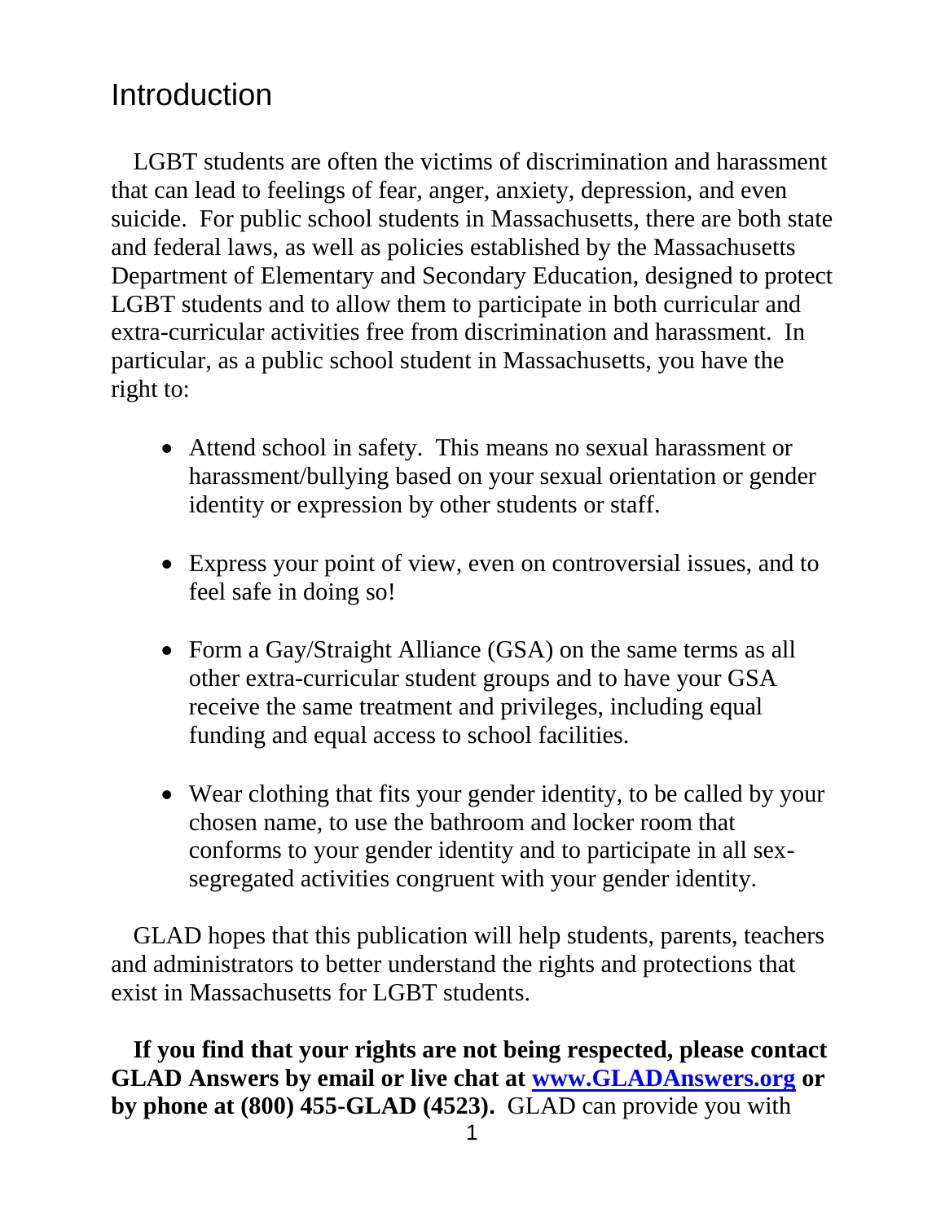# Introduction

LGBT students are often the victims of discrimination and harassment that can lead to feelings of fear, anger, anxiety, depression, and even suicide. For public school students in Massachusetts, there are both state and federal laws, as well as policies established by the Massachusetts Department of Elementary and Secondary Education, designed to protect LGBT students and to allow them to participate in both curricular and extra-curricular activities free from discrimination and harassment. In particular, as a public school student in Massachusetts, you have the right to:

- Attend school in safety. This means no sexual harassment or harassment/bullying based on your sexual orientation or gender identity or expression by other students or staff.
- Express your point of view, even on controversial issues, and to feel safe in doing so!
- Form a Gay/Straight Alliance (GSA) on the same terms as all other extra-curricular student groups and to have your GSA receive the same treatment and privileges, including equal funding and equal access to school facilities.
- Wear clothing that fits your gender identity, to be called by your chosen name, to use the bathroom and locker room that conforms to your gender identity and to participate in all sex-segregated activities congruent with your gender identity.

GLAD hopes that this publication will help students, parents, teachers and administrators to better understand the rights and protections that exist in Massachusetts for LGBT students.

**If you find that your rights are not being respected, please contact GLAD Answers by email or live chat at [www.GLADAnswers.org](http://www.GLADAnswers.org) or by phone at (800) 455-GLAD (4523).** GLAD can provide you with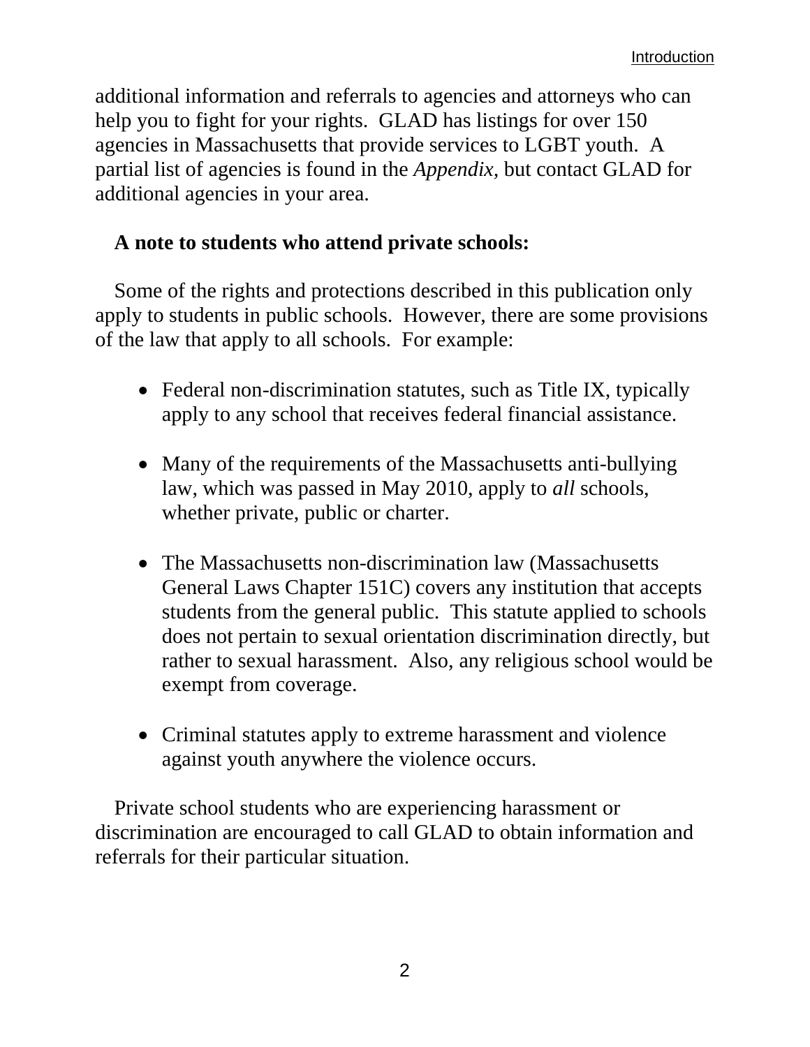additional information and referrals to agencies and attorneys who can help you to fight for your rights. GLAD has listings for over 150 agencies in Massachusetts that provide services to LGBT youth. A partial list of agencies is found in the *Appendix,* but contact GLAD for additional agencies in your area.

**A note to students who attend private schools:**

Some of the rights and protections described in this publication only apply to students in public schools. However, there are some provisions of the law that apply to all schools. For example:

- Federal non-discrimination statutes, such as Title IX, typically apply to any school that receives federal financial assistance.
- Many of the requirements of the Massachusetts anti-bullying law, which was passed in May 2010, apply to *all* schools, whether private, public or charter.
- The Massachusetts non-discrimination law (Massachusetts General Laws Chapter 151C) covers any institution that accepts students from the general public. This statute applied to schools does not pertain to sexual orientation discrimination directly, but rather to sexual harassment. Also, any religious school would be exempt from coverage.
- Criminal statutes apply to extreme harassment and violence against youth anywhere the violence occurs.

Private school students who are experiencing harassment or discrimination are encouraged to call GLAD to obtain information and referrals for their particular situation.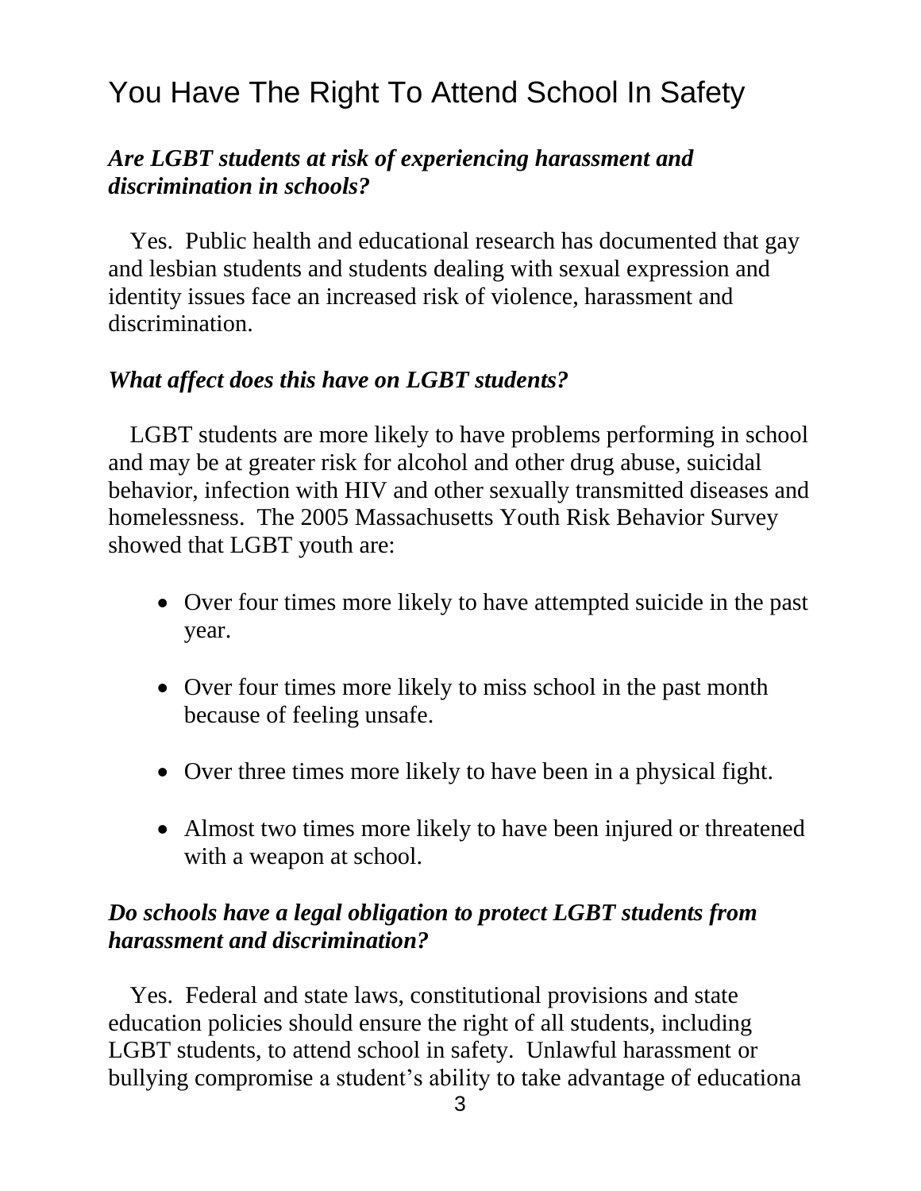# You Have The Right To Attend School In Safety

***Are LGBT students at risk of experiencing harassment and discrimination in schools?***

Yes. Public health and educational research has documented that gay and lesbian students and students dealing with sexual expression and identity issues face an increased risk of violence, harassment and discrimination.

***What affect does this have on LGBT students?***

LGBT students are more likely to have problems performing in school and may be at greater risk for alcohol and other drug abuse, suicidal behavior, infection with HIV and other sexually transmitted diseases and homelessness. The 2005 Massachusetts Youth Risk Behavior Survey showed that LGBT youth are:

- Over four times more likely to have attempted suicide in the past year.
- Over four times more likely to miss school in the past month because of feeling unsafe.
- Over three times more likely to have been in a physical fight.
- Almost two times more likely to have been injured or threatened with a weapon at school.

***Do schools have a legal obligation to protect LGBT students from harassment and discrimination?***

Yes. Federal and state laws, constitutional provisions and state education policies should ensure the right of all students, including LGBT students, to attend school in safety. Unlawful harassment or bullying compromise a student's ability to take advantage of educationa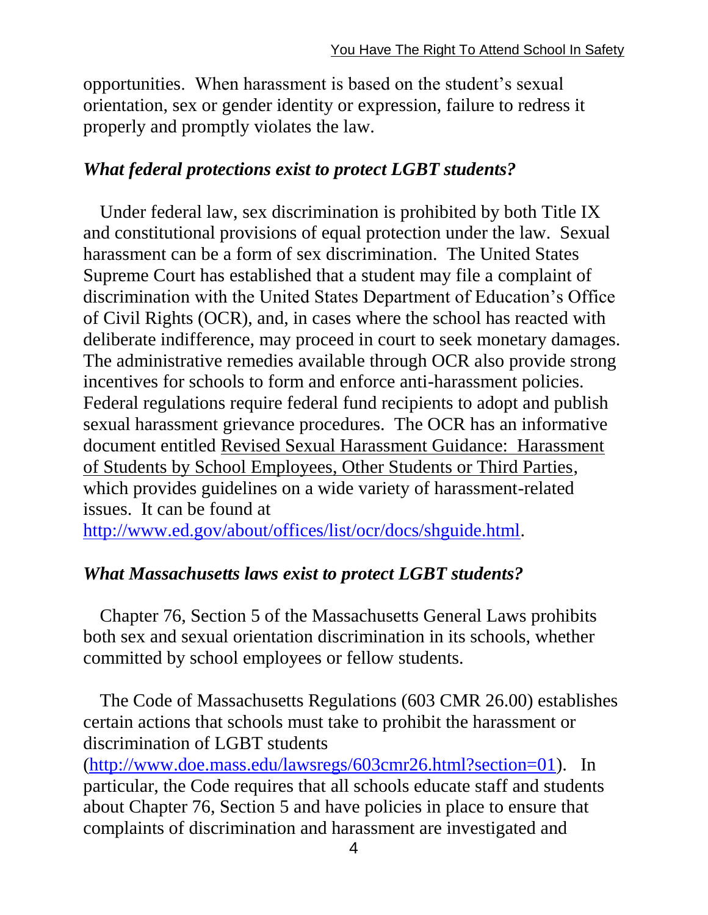opportunities. When harassment is based on the student's sexual orientation, sex or gender identity or expression, failure to redress it properly and promptly violates the law.

### *What federal protections exist to protect LGBT students?*

Under federal law, sex discrimination is prohibited by both Title IX and constitutional provisions of equal protection under the law. Sexual harassment can be a form of sex discrimination. The United States Supreme Court has established that a student may file a complaint of discrimination with the United States Department of Education's Office of Civil Rights (OCR), and, in cases where the school has reacted with deliberate indifference, may proceed in court to seek monetary damages. The administrative remedies available through OCR also provide strong incentives for schools to form and enforce anti-harassment policies. Federal regulations require federal fund recipients to adopt and publish sexual harassment grievance procedures. The OCR has an informative document entitled Revised Sexual Harassment Guidance: Harassment of Students by School Employees, Other Students or Third Parties, which provides guidelines on a wide variety of harassment-related issues. It can be found at http://www.ed.gov/about/offices/list/ocr/docs/shguide.html.

### *What Massachusetts laws exist to protect LGBT students?*

Chapter 76, Section 5 of the Massachusetts General Laws prohibits both sex and sexual orientation discrimination in its schools, whether committed by school employees or fellow students.

The Code of Massachusetts Regulations (603 CMR 26.00) establishes certain actions that schools must take to prohibit the harassment or discrimination of LGBT students (http://www.doe.mass.edu/lawsregs/603cmr26.html?section=01). In particular, the Code requires that all schools educate staff and students about Chapter 76, Section 5 and have policies in place to ensure that complaints of discrimination and harassment are investigated and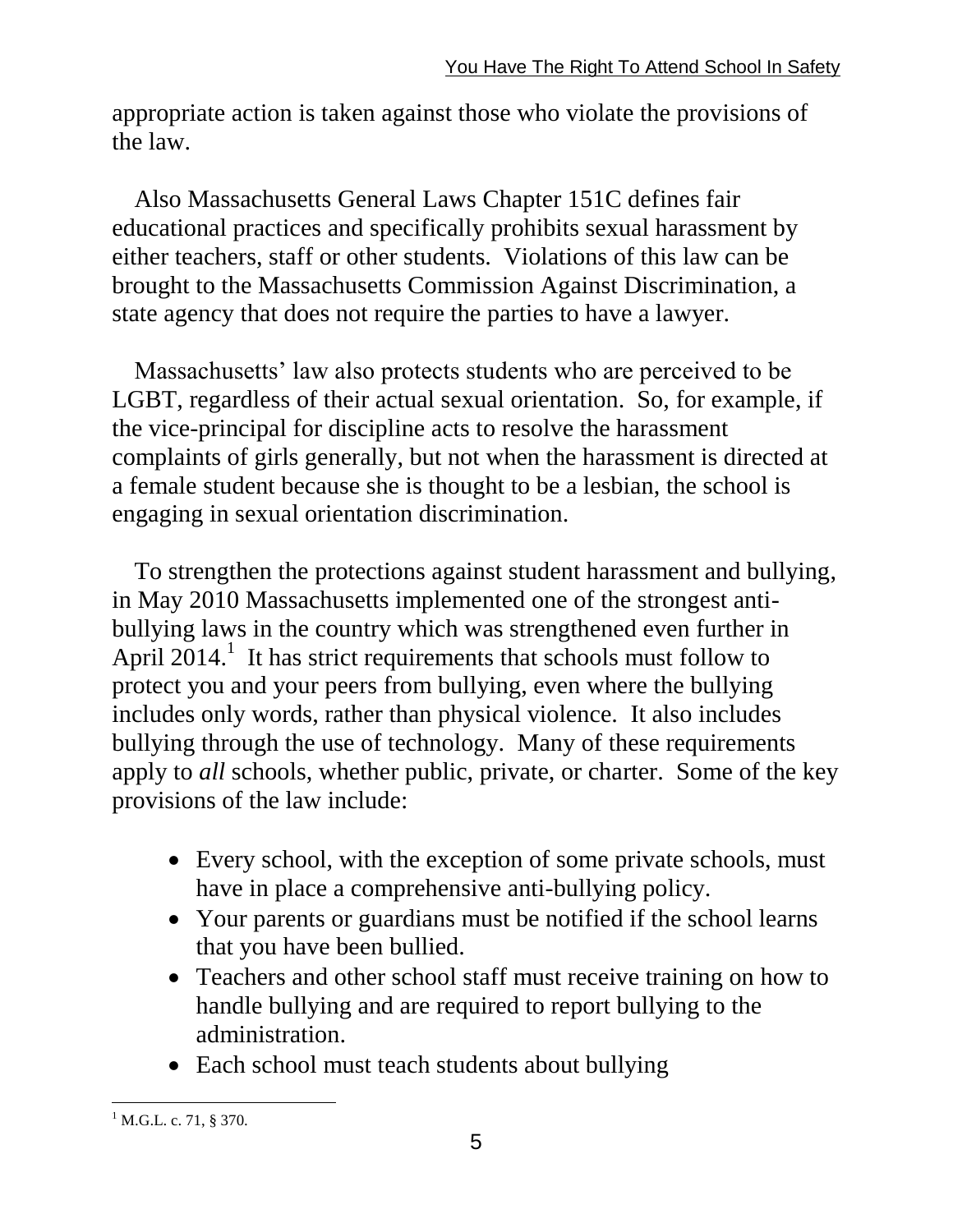appropriate action is taken against those who violate the provisions of the law.

Also Massachusetts General Laws Chapter 151C defines fair educational practices and specifically prohibits sexual harassment by either teachers, staff or other students. Violations of this law can be brought to the Massachusetts Commission Against Discrimination, a state agency that does not require the parties to have a lawyer.

Massachusetts' law also protects students who are perceived to be LGBT, regardless of their actual sexual orientation. So, for example, if the vice-principal for discipline acts to resolve the harassment complaints of girls generally, but not when the harassment is directed at a female student because she is thought to be a lesbian, the school is engaging in sexual orientation discrimination.

To strengthen the protections against student harassment and bullying, in May 2010 Massachusetts implemented one of the strongest anti-bullying laws in the country which was strengthened even further in April 2014.[1] It has strict requirements that schools must follow to protect you and your peers from bullying, even where the bullying includes only words, rather than physical violence. It also includes bullying through the use of technology. Many of these requirements apply to *all* schools, whether public, private, or charter. Some of the key provisions of the law include:

- Every school, with the exception of some private schools, must have in place a comprehensive anti-bullying policy.
- Your parents or guardians must be notified if the school learns that you have been bullied.
- Teachers and other school staff must receive training on how to handle bullying and are required to report bullying to the administration.
- Each school must teach students about bullying

[1] M.G.L. c. 71, § 370.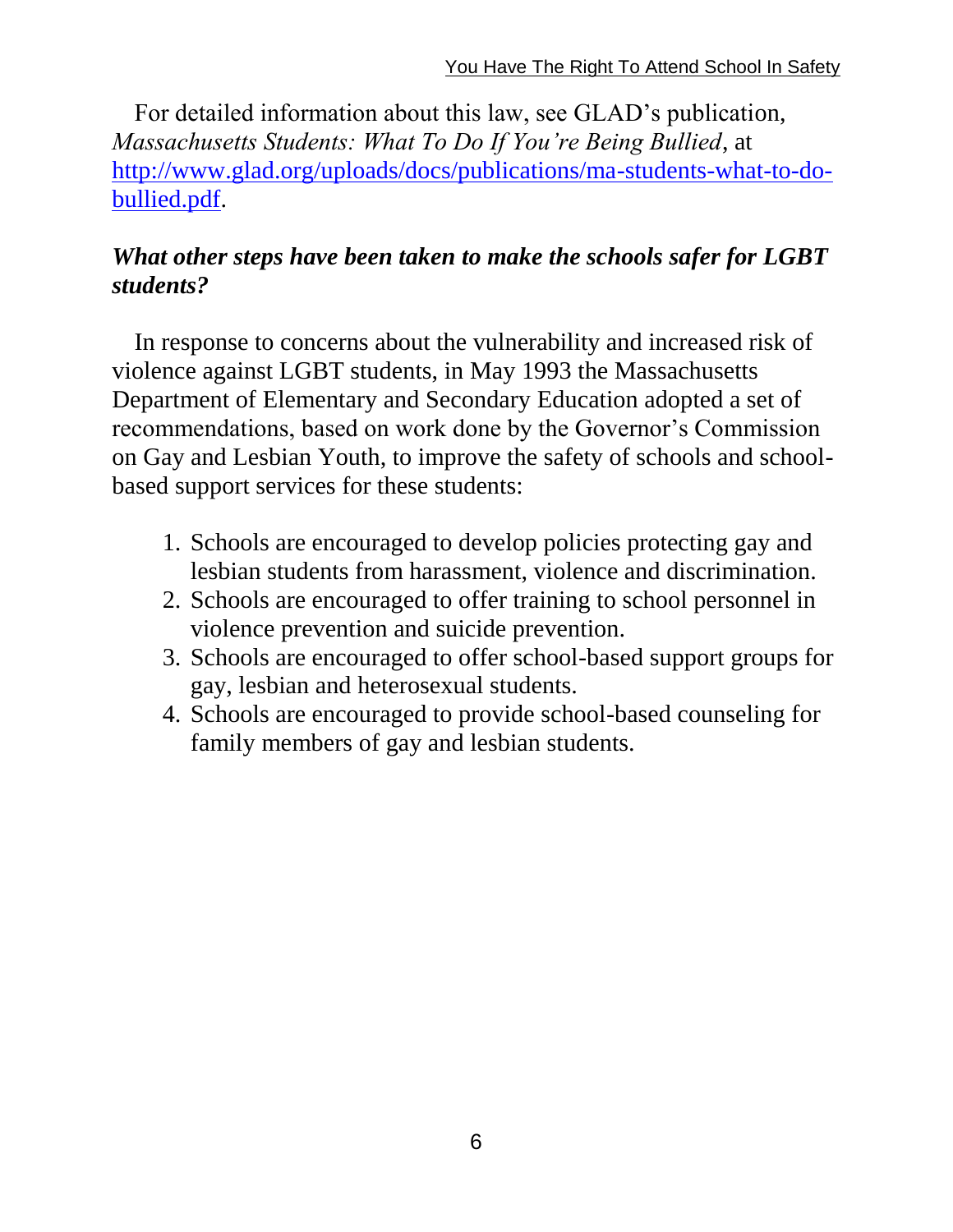For detailed information about this law, see GLAD's publication, *Massachusetts Students: What To Do If You're Being Bullied*, at [http://www.glad.org/uploads/docs/publications/ma-students-what-to-do-bullied.pdf](http://www.glad.org/uploads/docs/publications/ma-students-what-to-do-bullied.pdf).

***What other steps have been taken to make the schools safer for LGBT students?***

In response to concerns about the vulnerability and increased risk of violence against LGBT students, in May 1993 the Massachusetts Department of Elementary and Secondary Education adopted a set of recommendations, based on work done by the Governor's Commission on Gay and Lesbian Youth, to improve the safety of schools and school-based support services for these students:

1. Schools are encouraged to develop policies protecting gay and lesbian students from harassment, violence and discrimination.
2. Schools are encouraged to offer training to school personnel in violence prevention and suicide prevention.
3. Schools are encouraged to offer school-based support groups for gay, lesbian and heterosexual students.
4. Schools are encouraged to provide school-based counseling for family members of gay and lesbian students.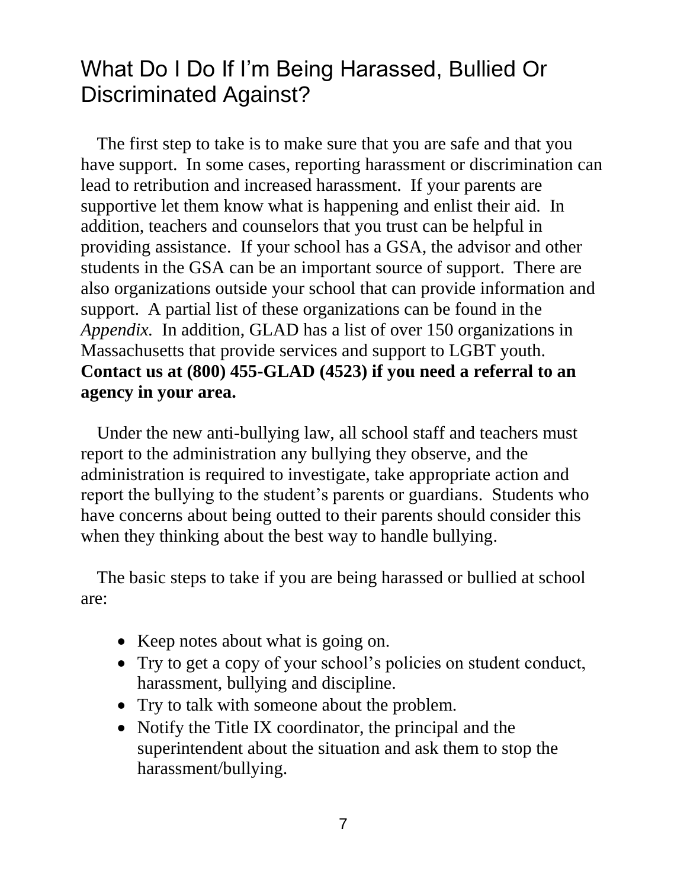## What Do I Do If I'm Being Harassed, Bullied Or Discriminated Against?

The first step to take is to make sure that you are safe and that you have support. In some cases, reporting harassment or discrimination can lead to retribution and increased harassment. If your parents are supportive let them know what is happening and enlist their aid. In addition, teachers and counselors that you trust can be helpful in providing assistance. If your school has a GSA, the advisor and other students in the GSA can be an important source of support. There are also organizations outside your school that can provide information and support. A partial list of these organizations can be found in the *Appendix.* In addition, GLAD has a list of over 150 organizations in Massachusetts that provide services and support to LGBT youth. **Contact us at (800) 455-GLAD (4523) if you need a referral to an agency in your area.**

Under the new anti-bullying law, all school staff and teachers must report to the administration any bullying they observe, and the administration is required to investigate, take appropriate action and report the bullying to the student's parents or guardians. Students who have concerns about being outted to their parents should consider this when they thinking about the best way to handle bullying.

The basic steps to take if you are being harassed or bullied at school are:

- Keep notes about what is going on.
- Try to get a copy of your school's policies on student conduct, harassment, bullying and discipline.
- Try to talk with someone about the problem.
- Notify the Title IX coordinator, the principal and the superintendent about the situation and ask them to stop the harassment/bullying.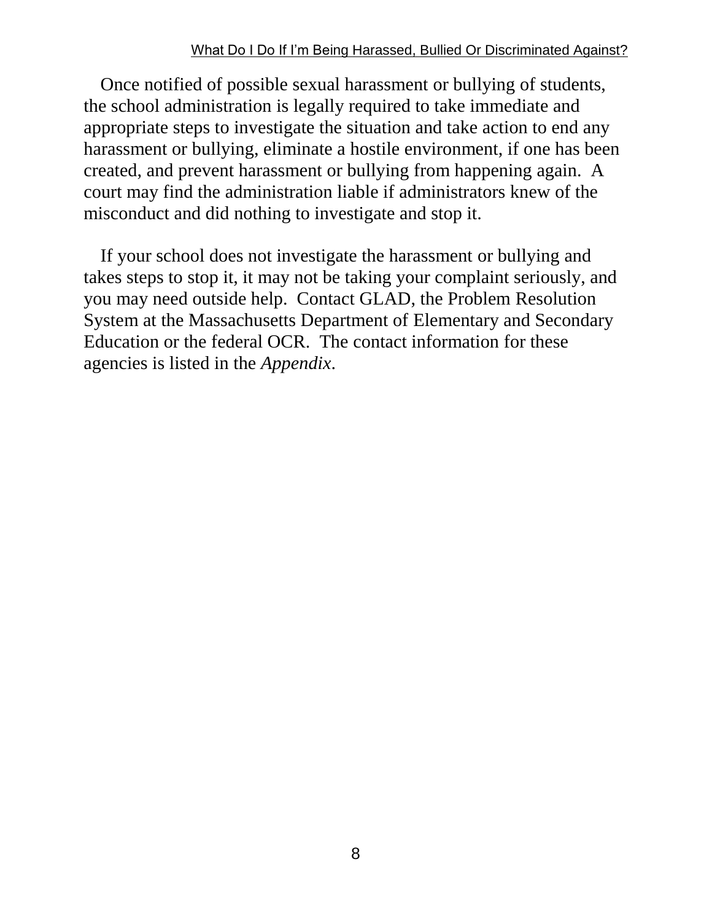Once notified of possible sexual harassment or bullying of students, the school administration is legally required to take immediate and appropriate steps to investigate the situation and take action to end any harassment or bullying, eliminate a hostile environment, if one has been created, and prevent harassment or bullying from happening again. A court may find the administration liable if administrators knew of the misconduct and did nothing to investigate and stop it.

If your school does not investigate the harassment or bullying and takes steps to stop it, it may not be taking your complaint seriously, and you may need outside help. Contact GLAD, the Problem Resolution System at the Massachusetts Department of Elementary and Secondary Education or the federal OCR. The contact information for these agencies is listed in the *Appendix*.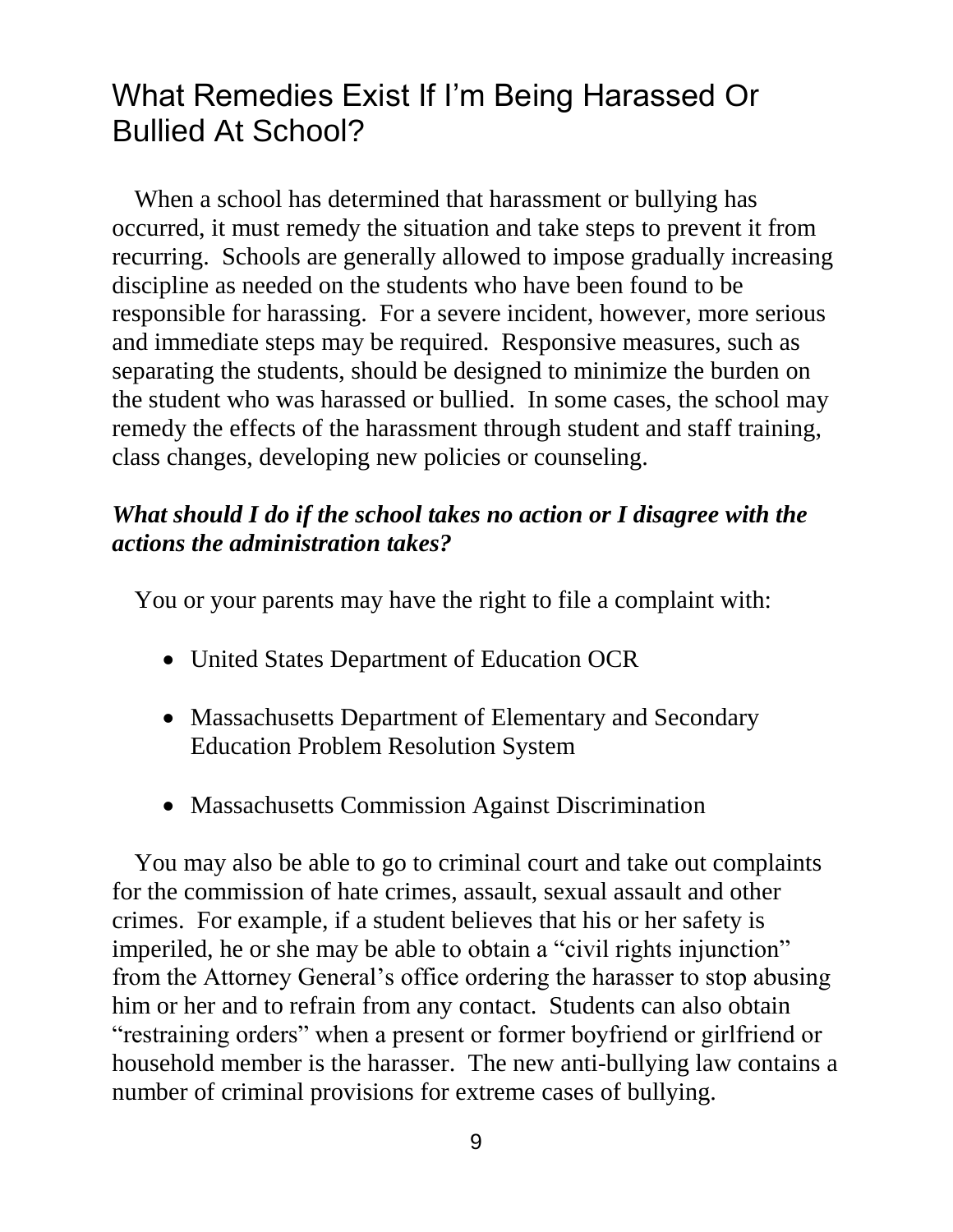# What Remedies Exist If I'm Being Harassed Or Bullied At School?

When a school has determined that harassment or bullying has occurred, it must remedy the situation and take steps to prevent it from recurring. Schools are generally allowed to impose gradually increasing discipline as needed on the students who have been found to be responsible for harassing. For a severe incident, however, more serious and immediate steps may be required. Responsive measures, such as separating the students, should be designed to minimize the burden on the student who was harassed or bullied. In some cases, the school may remedy the effects of the harassment through student and staff training, class changes, developing new policies or counseling.

***What should I do if the school takes no action or I disagree with the actions the administration takes?***

You or your parents may have the right to file a complaint with:

- United States Department of Education OCR
- Massachusetts Department of Elementary and Secondary Education Problem Resolution System
- Massachusetts Commission Against Discrimination

You may also be able to go to criminal court and take out complaints for the commission of hate crimes, assault, sexual assault and other crimes. For example, if a student believes that his or her safety is imperiled, he or she may be able to obtain a "civil rights injunction" from the Attorney General's office ordering the harasser to stop abusing him or her and to refrain from any contact. Students can also obtain "restraining orders" when a present or former boyfriend or girlfriend or household member is the harasser. The new anti-bullying law contains a number of criminal provisions for extreme cases of bullying.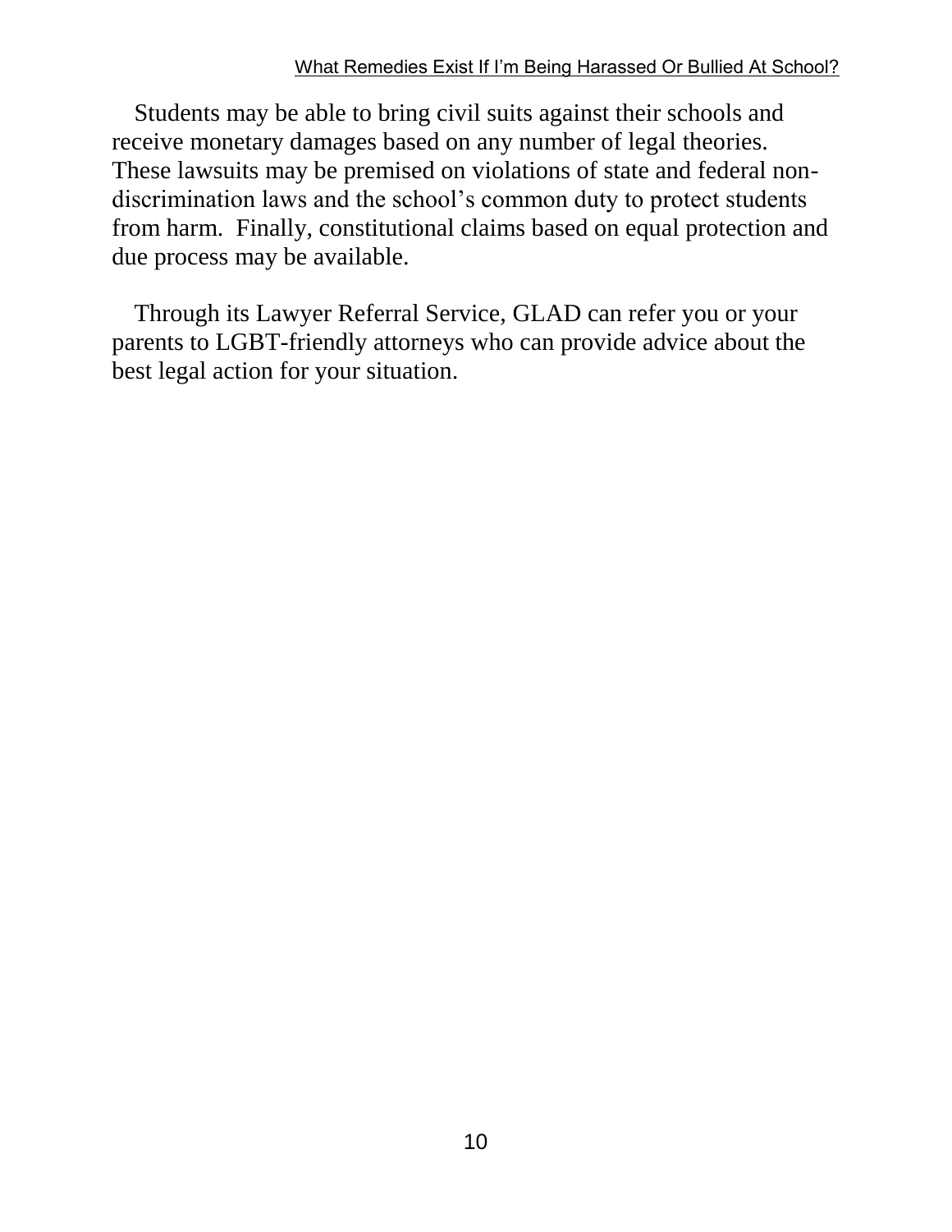Students may be able to bring civil suits against their schools and receive monetary damages based on any number of legal theories. These lawsuits may be premised on violations of state and federal non-discrimination laws and the school's common duty to protect students from harm. Finally, constitutional claims based on equal protection and due process may be available.

Through its Lawyer Referral Service, GLAD can refer you or your parents to LGBT-friendly attorneys who can provide advice about the best legal action for your situation.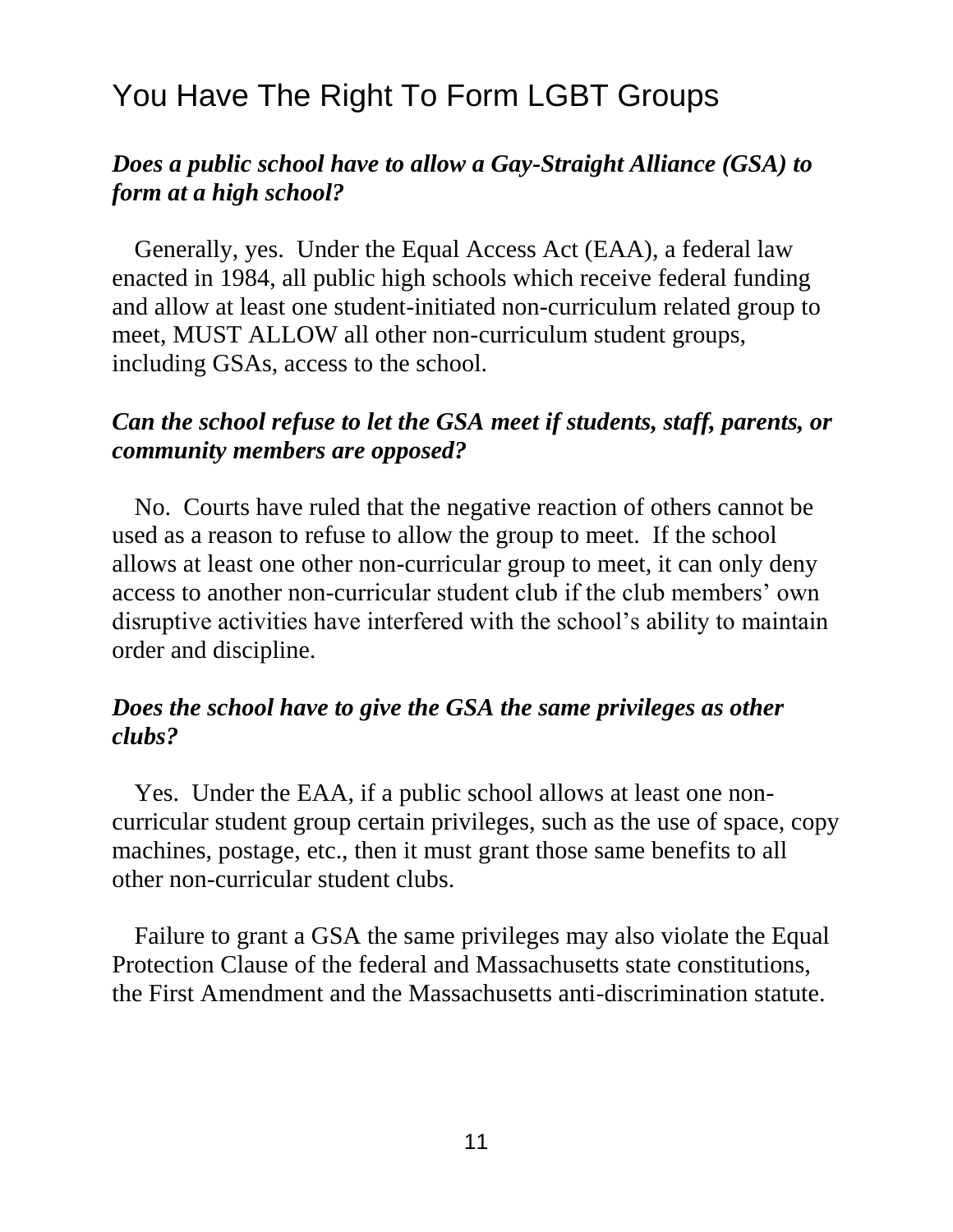# You Have The Right To Form LGBT Groups

***Does a public school have to allow a Gay-Straight Alliance (GSA) to form at a high school?***

Generally, yes. Under the Equal Access Act (EAA), a federal law enacted in 1984, all public high schools which receive federal funding and allow at least one student-initiated non-curriculum related group to meet, MUST ALLOW all other non-curriculum student groups, including GSAs, access to the school.

***Can the school refuse to let the GSA meet if students, staff, parents, or community members are opposed?***

No. Courts have ruled that the negative reaction of others cannot be used as a reason to refuse to allow the group to meet. If the school allows at least one other non-curricular group to meet, it can only deny access to another non-curricular student club if the club members' own disruptive activities have interfered with the school's ability to maintain order and discipline.

***Does the school have to give the GSA the same privileges as other clubs?***

Yes. Under the EAA, if a public school allows at least one non-curricular student group certain privileges, such as the use of space, copy machines, postage, etc., then it must grant those same benefits to all other non-curricular student clubs.

Failure to grant a GSA the same privileges may also violate the Equal Protection Clause of the federal and Massachusetts state constitutions, the First Amendment and the Massachusetts anti-discrimination statute.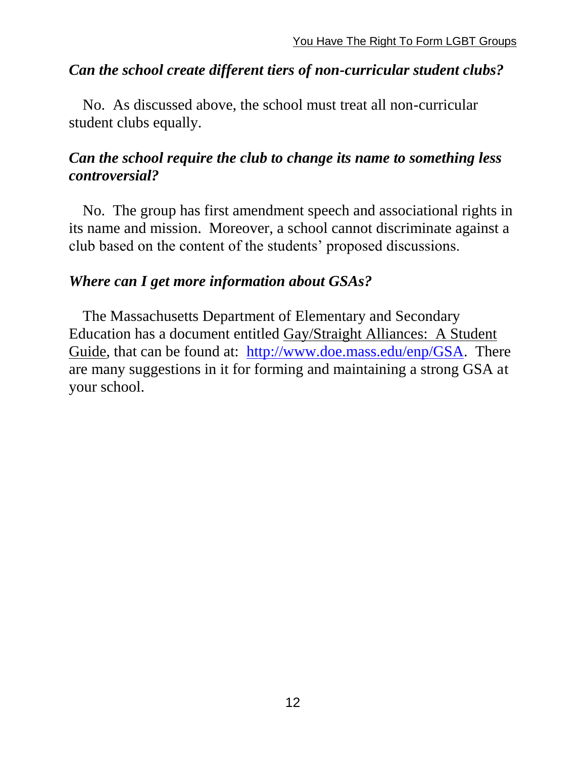### *Can the school create different tiers of non-curricular student clubs?*

No. As discussed above, the school must treat all non-curricular student clubs equally.

### *Can the school require the club to change its name to something less controversial?*

No. The group has first amendment speech and associational rights in its name and mission. Moreover, a school cannot discriminate against a club based on the content of the students' proposed discussions.

### *Where can I get more information about GSAs?*

The Massachusetts Department of Elementary and Secondary Education has a document entitled Gay/Straight Alliances: A Student Guide, that can be found at: [http://www.doe.mass.edu/enp/GSA](http://www.doe.mass.edu/enp/GSA). There are many suggestions in it for forming and maintaining a strong GSA at your school.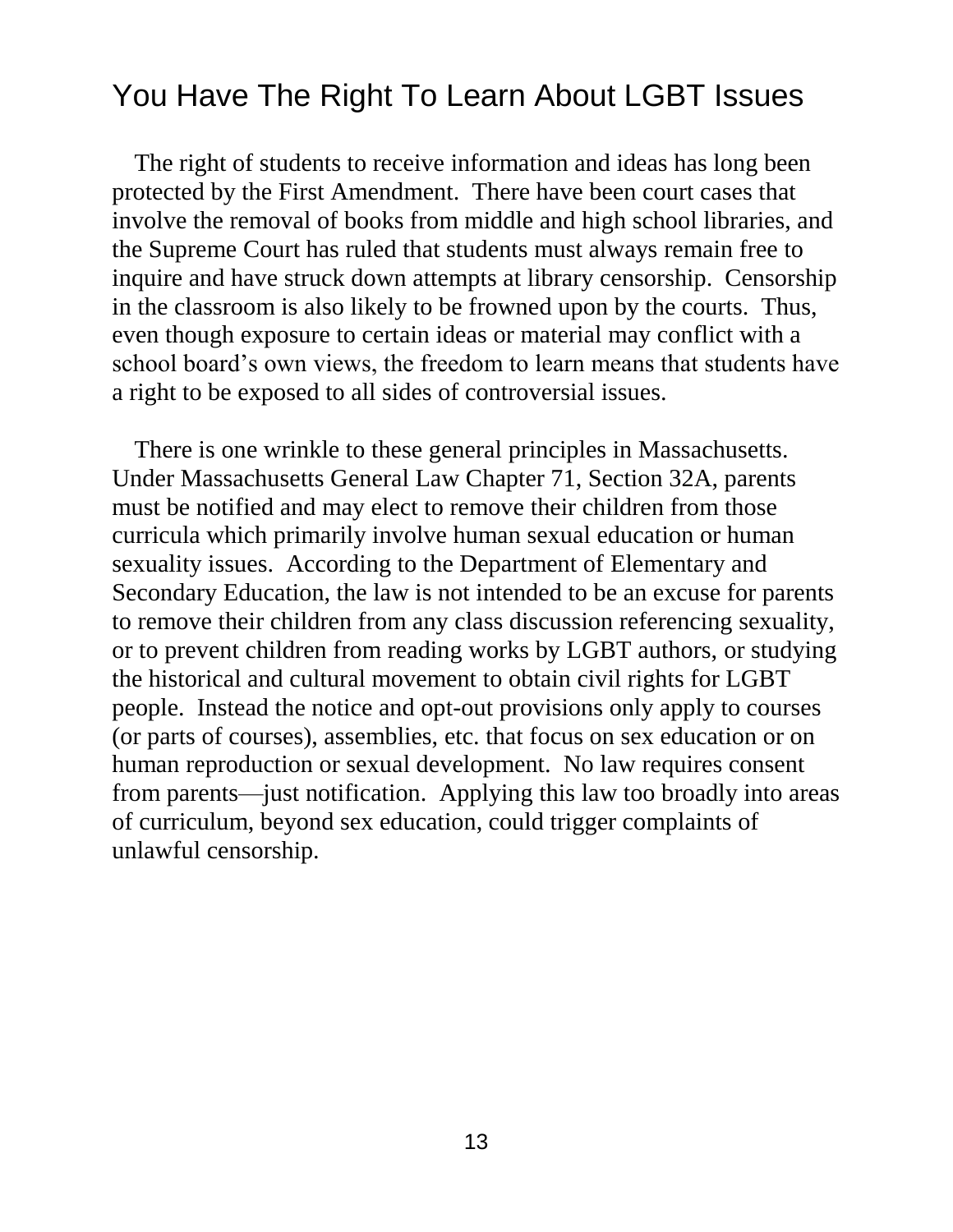## You Have The Right To Learn About LGBT Issues

The right of students to receive information and ideas has long been protected by the First Amendment. There have been court cases that involve the removal of books from middle and high school libraries, and the Supreme Court has ruled that students must always remain free to inquire and have struck down attempts at library censorship. Censorship in the classroom is also likely to be frowned upon by the courts. Thus, even though exposure to certain ideas or material may conflict with a school board's own views, the freedom to learn means that students have a right to be exposed to all sides of controversial issues.

There is one wrinkle to these general principles in Massachusetts. Under Massachusetts General Law Chapter 71, Section 32A, parents must be notified and may elect to remove their children from those curricula which primarily involve human sexual education or human sexuality issues. According to the Department of Elementary and Secondary Education, the law is not intended to be an excuse for parents to remove their children from any class discussion referencing sexuality, or to prevent children from reading works by LGBT authors, or studying the historical and cultural movement to obtain civil rights for LGBT people. Instead the notice and opt-out provisions only apply to courses (or parts of courses), assemblies, etc. that focus on sex education or on human reproduction or sexual development. No law requires consent from parents—just notification. Applying this law too broadly into areas of curriculum, beyond sex education, could trigger complaints of unlawful censorship.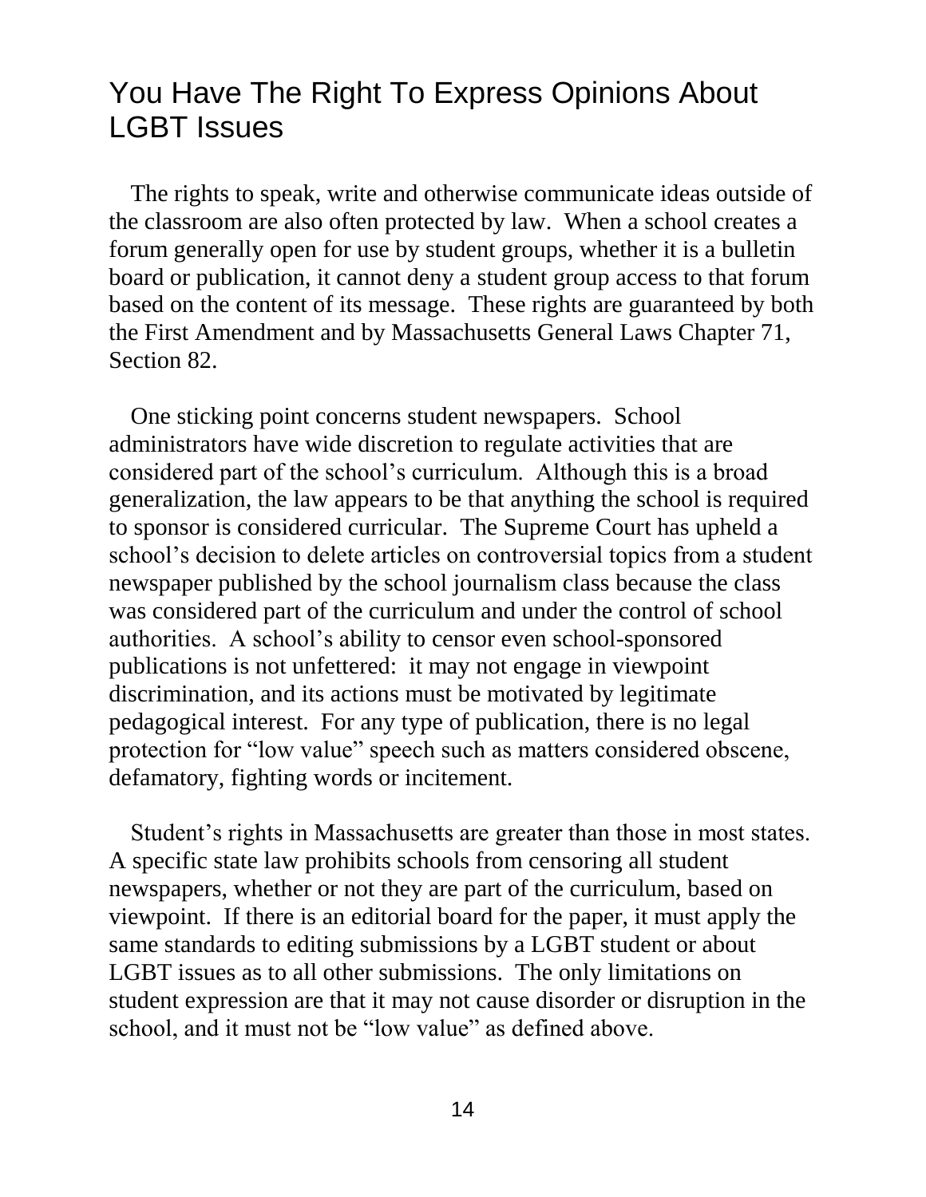## You Have The Right To Express Opinions About LGBT Issues

The rights to speak, write and otherwise communicate ideas outside of the classroom are also often protected by law. When a school creates a forum generally open for use by student groups, whether it is a bulletin board or publication, it cannot deny a student group access to that forum based on the content of its message. These rights are guaranteed by both the First Amendment and by Massachusetts General Laws Chapter 71, Section 82.

One sticking point concerns student newspapers. School administrators have wide discretion to regulate activities that are considered part of the school's curriculum. Although this is a broad generalization, the law appears to be that anything the school is required to sponsor is considered curricular. The Supreme Court has upheld a school's decision to delete articles on controversial topics from a student newspaper published by the school journalism class because the class was considered part of the curriculum and under the control of school authorities. A school's ability to censor even school-sponsored publications is not unfettered: it may not engage in viewpoint discrimination, and its actions must be motivated by legitimate pedagogical interest. For any type of publication, there is no legal protection for "low value" speech such as matters considered obscene, defamatory, fighting words or incitement.

Student's rights in Massachusetts are greater than those in most states. A specific state law prohibits schools from censoring all student newspapers, whether or not they are part of the curriculum, based on viewpoint. If there is an editorial board for the paper, it must apply the same standards to editing submissions by a LGBT student or about LGBT issues as to all other submissions. The only limitations on student expression are that it may not cause disorder or disruption in the school, and it must not be "low value" as defined above.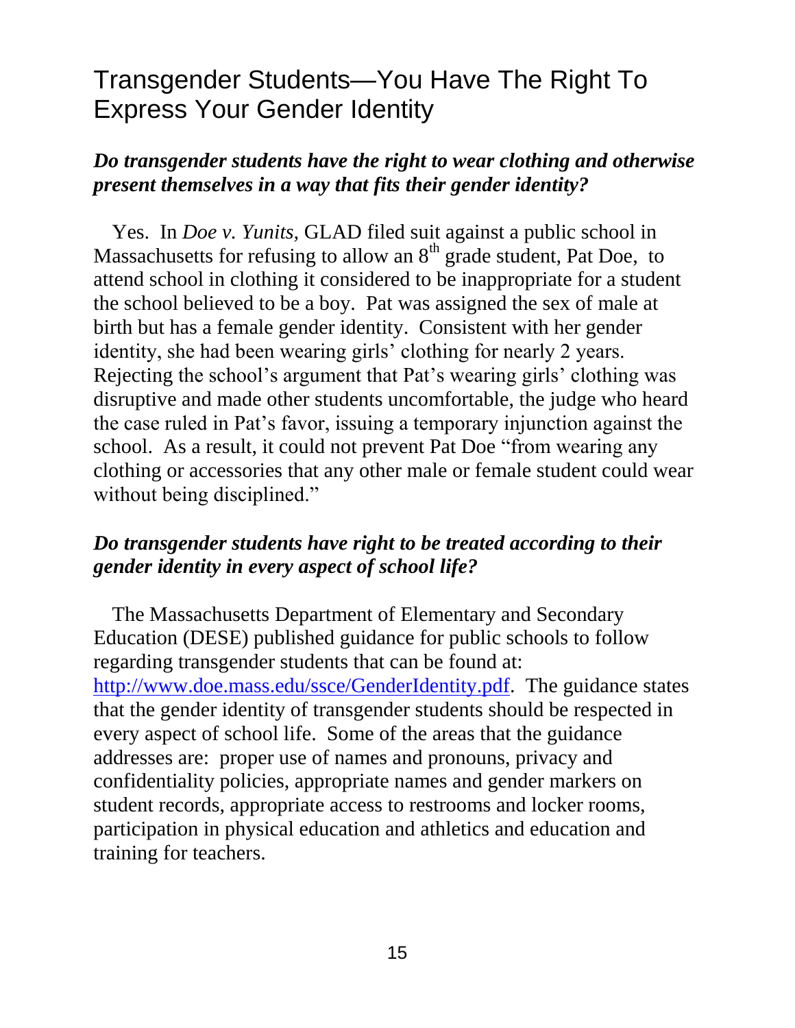# Transgender Students—You Have The Right To Express Your Gender Identity

***Do transgender students have the right to wear clothing and otherwise present themselves in a way that fits their gender identity?***

Yes. In *Doe v. Yunits*, GLAD filed suit against a public school in Massachusetts for refusing to allow an 8th grade student, Pat Doe, to attend school in clothing it considered to be inappropriate for a student the school believed to be a boy. Pat was assigned the sex of male at birth but has a female gender identity. Consistent with her gender identity, she had been wearing girls' clothing for nearly 2 years. Rejecting the school's argument that Pat's wearing girls' clothing was disruptive and made other students uncomfortable, the judge who heard the case ruled in Pat's favor, issuing a temporary injunction against the school. As a result, it could not prevent Pat Doe "from wearing any clothing or accessories that any other male or female student could wear without being disciplined."

***Do transgender students have right to be treated according to their gender identity in every aspect of school life?***

The Massachusetts Department of Elementary and Secondary Education (DESE) published guidance for public schools to follow regarding transgender students that can be found at: [http://www.doe.mass.edu/ssce/GenderIdentity.pdf](http://www.doe.mass.edu/ssce/GenderIdentity.pdf). The guidance states that the gender identity of transgender students should be respected in every aspect of school life. Some of the areas that the guidance addresses are: proper use of names and pronouns, privacy and confidentiality policies, appropriate names and gender markers on student records, appropriate access to restrooms and locker rooms, participation in physical education and athletics and education and training for teachers.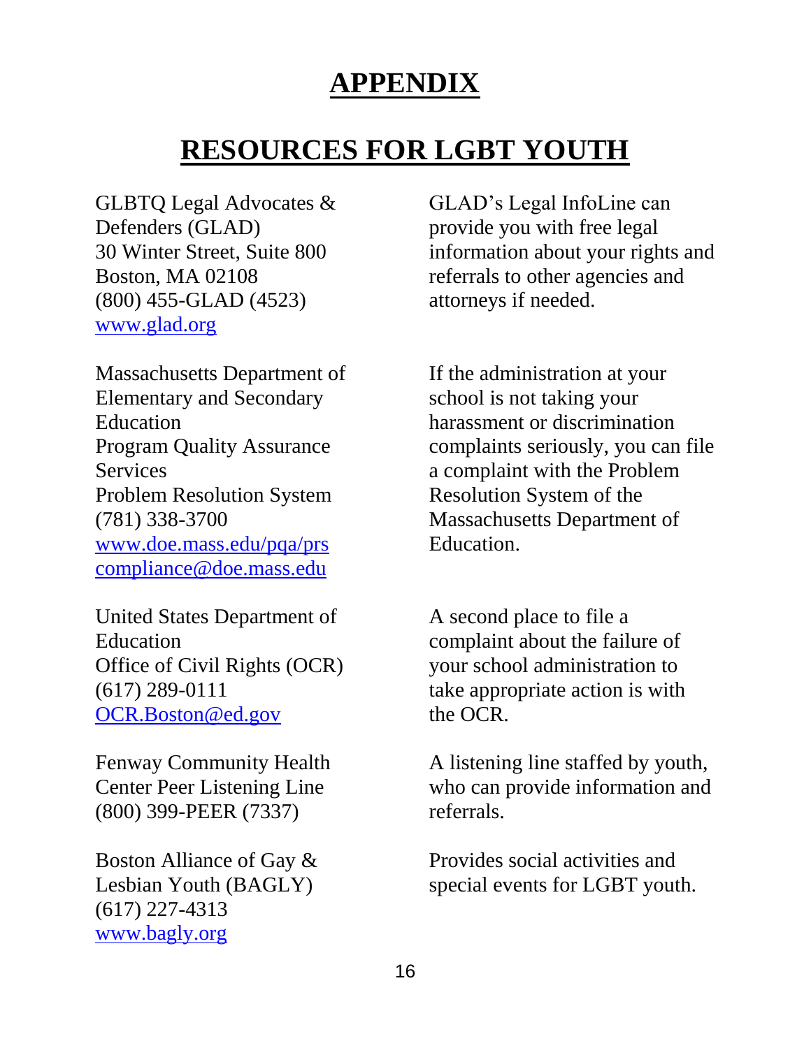# APPENDIX

# RESOURCES FOR LGBT YOUTH

GLBTQ Legal Advocates & Defenders (GLAD)
30 Winter Street, Suite 800
Boston, MA 02108
(800) 455-GLAD (4523)
www.glad.org

GLAD's Legal InfoLine can provide you with free legal information about your rights and referrals to other agencies and attorneys if needed.

Massachusetts Department of Elementary and Secondary Education
Program Quality Assurance Services
Problem Resolution System
(781) 338-3700
www.doe.mass.edu/pqa/prs
compliance@doe.mass.edu

If the administration at your school is not taking your harassment or discrimination complaints seriously, you can file a complaint with the Problem Resolution System of the Massachusetts Department of Education.

United States Department of Education
Office of Civil Rights (OCR)
(617) 289-0111
OCR.Boston@ed.gov

A second place to file a complaint about the failure of your school administration to take appropriate action is with the OCR.

Fenway Community Health Center Peer Listening Line
(800) 399-PEER (7337)

A listening line staffed by youth, who can provide information and referrals.

Boston Alliance of Gay & Lesbian Youth (BAGLY)
(617) 227-4313
www.bagly.org

Provides social activities and special events for LGBT youth.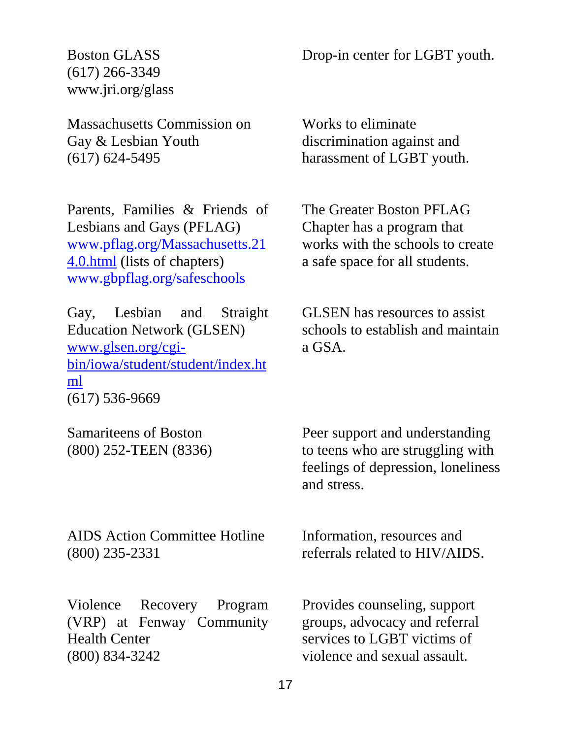| Resource | Description |
| --- | --- |
| Boston GLASS<br>(617) 266-3349<br>www.jri.org/glass | Drop-in center for LGBT youth. |
| Massachusetts Commission on Gay & Lesbian Youth<br>(617) 624-5495 | Works to eliminate discrimination against and harassment of LGBT youth. |
| Parents, Families & Friends of Lesbians and Gays (PFLAG)<br>www.pflag.org/Massachusetts.214.0.html (lists of chapters)<br>www.gbpflag.org/safeschools | The Greater Boston PFLAG Chapter has a program that works with the schools to create a safe space for all students. |
| Gay, Lesbian and Straight Education Network (GLSEN)<br>www.glsen.org/cgi-bin/iowa/student/student/index.html<br>(617) 536-9669 | GLSEN has resources to assist schools to establish and maintain a GSA. |
| Samariteens of Boston<br>(800) 252-TEEN (8336) | Peer support and understanding to teens who are struggling with feelings of depression, loneliness and stress. |
| AIDS Action Committee Hotline<br>(800) 235-2331 | Information, resources and referrals related to HIV/AIDS. |
| Violence Recovery Program (VRP) at Fenway Community Health Center<br>(800) 834-3242 | Provides counseling, support groups, advocacy and referral services to LGBT victims of violence and sexual assault. |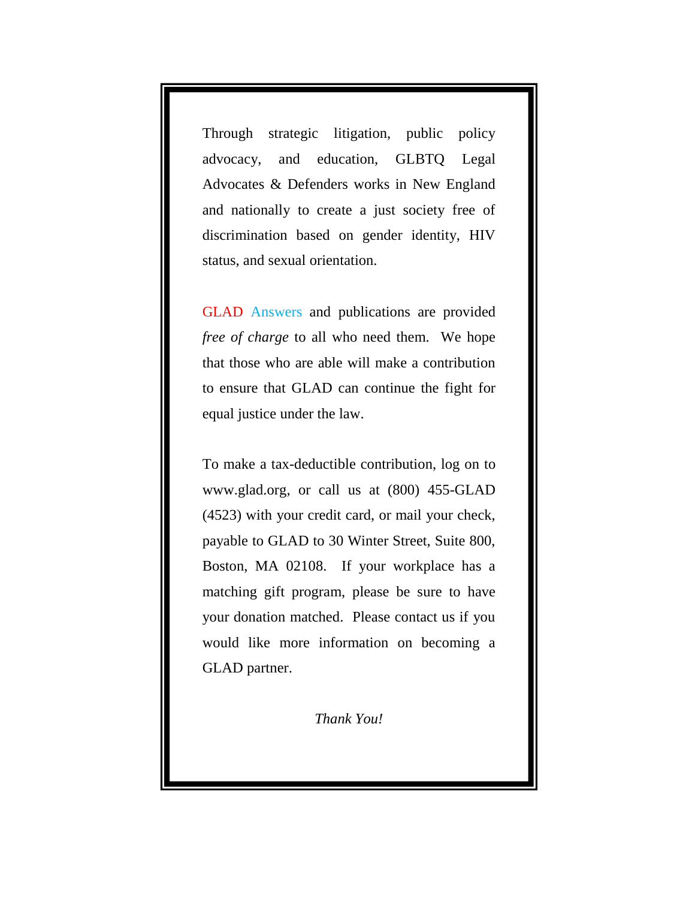Through strategic litigation, public policy advocacy, and education, GLBTQ Legal Advocates & Defenders works in New England and nationally to create a just society free of discrimination based on gender identity, HIV status, and sexual orientation.

GLAD Answers and publications are provided *free of charge* to all who need them. We hope that those who are able will make a contribution to ensure that GLAD can continue the fight for equal justice under the law.

To make a tax-deductible contribution, log on to www.glad.org, or call us at (800) 455-GLAD (4523) with your credit card, or mail your check, payable to GLAD to 30 Winter Street, Suite 800, Boston, MA 02108. If your workplace has a matching gift program, please be sure to have your donation matched. Please contact us if you would like more information on becoming a GLAD partner.

*Thank You!*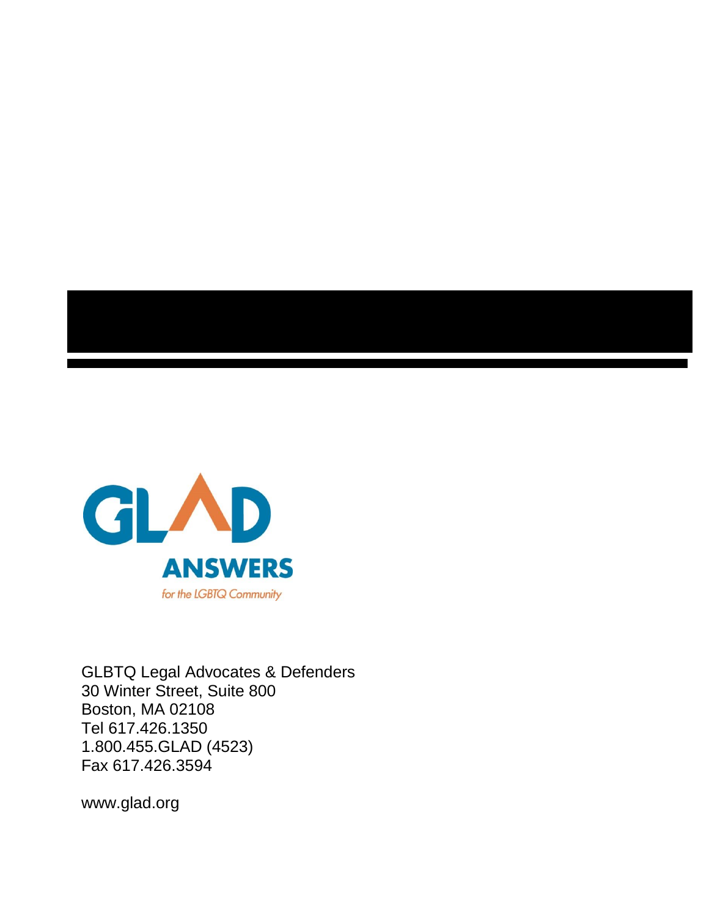GLAD

ANSWERS

for the LGBTQ Community

GLBTQ Legal Advocates & Defenders
30 Winter Street, Suite 800
Boston, MA 02108
Tel 617.426.1350
1.800.455.GLAD (4523)
Fax 617.426.3594

www.glad.org